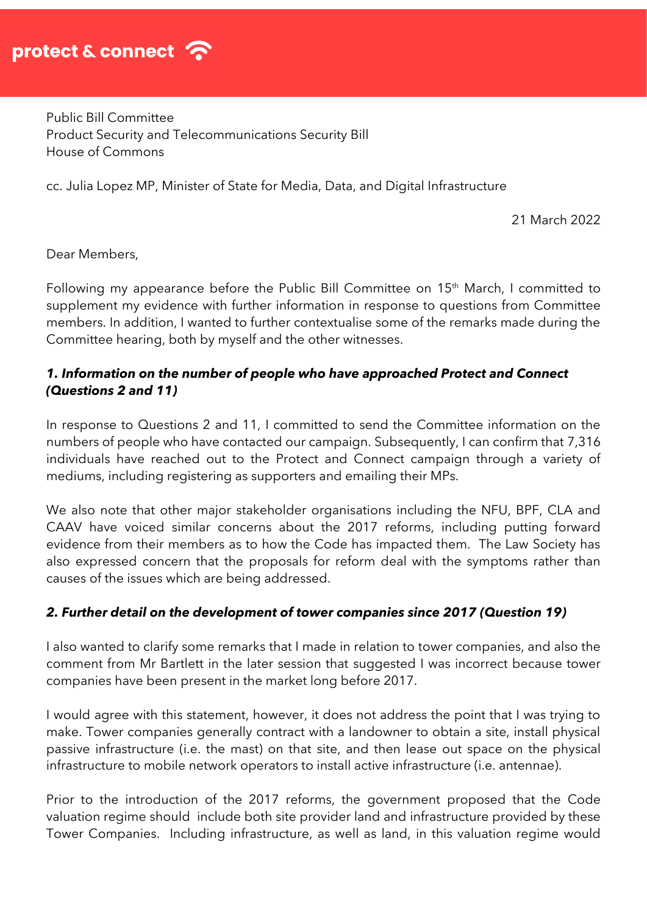protect & connect

Public Bill Committee
Product Security and Telecommunications Security Bill
House of Commons

cc. Julia Lopez MP, Minister of State for Media, Data, and Digital Infrastructure

21 March 2022

Dear Members,

Following my appearance before the Public Bill Committee on 15th March, I committed to supplement my evidence with further information in response to questions from Committee members. In addition, I wanted to further contextualise some of the remarks made during the Committee hearing, both by myself and the other witnesses.

***1. Information on the number of people who have approached Protect and Connect (Questions 2 and 11)***

In response to Questions 2 and 11, I committed to send the Committee information on the numbers of people who have contacted our campaign. Subsequently, I can confirm that 7,316 individuals have reached out to the Protect and Connect campaign through a variety of mediums, including registering as supporters and emailing their MPs.

We also note that other major stakeholder organisations including the NFU, BPF, CLA and CAAV have voiced similar concerns about the 2017 reforms, including putting forward evidence from their members as to how the Code has impacted them. The Law Society has also expressed concern that the proposals for reform deal with the symptoms rather than causes of the issues which are being addressed.

***2. Further detail on the development of tower companies since 2017 (Question 19)***

I also wanted to clarify some remarks that I made in relation to tower companies, and also the comment from Mr Bartlett in the later session that suggested I was incorrect because tower companies have been present in the market long before 2017.

I would agree with this statement, however, it does not address the point that I was trying to make. Tower companies generally contract with a landowner to obtain a site, install physical passive infrastructure (i.e. the mast) on that site, and then lease out space on the physical infrastructure to mobile network operators to install active infrastructure (i.e. antennae).

Prior to the introduction of the 2017 reforms, the government proposed that the Code valuation regime should include both site provider land and infrastructure provided by these Tower Companies. Including infrastructure, as well as land, in this valuation regime would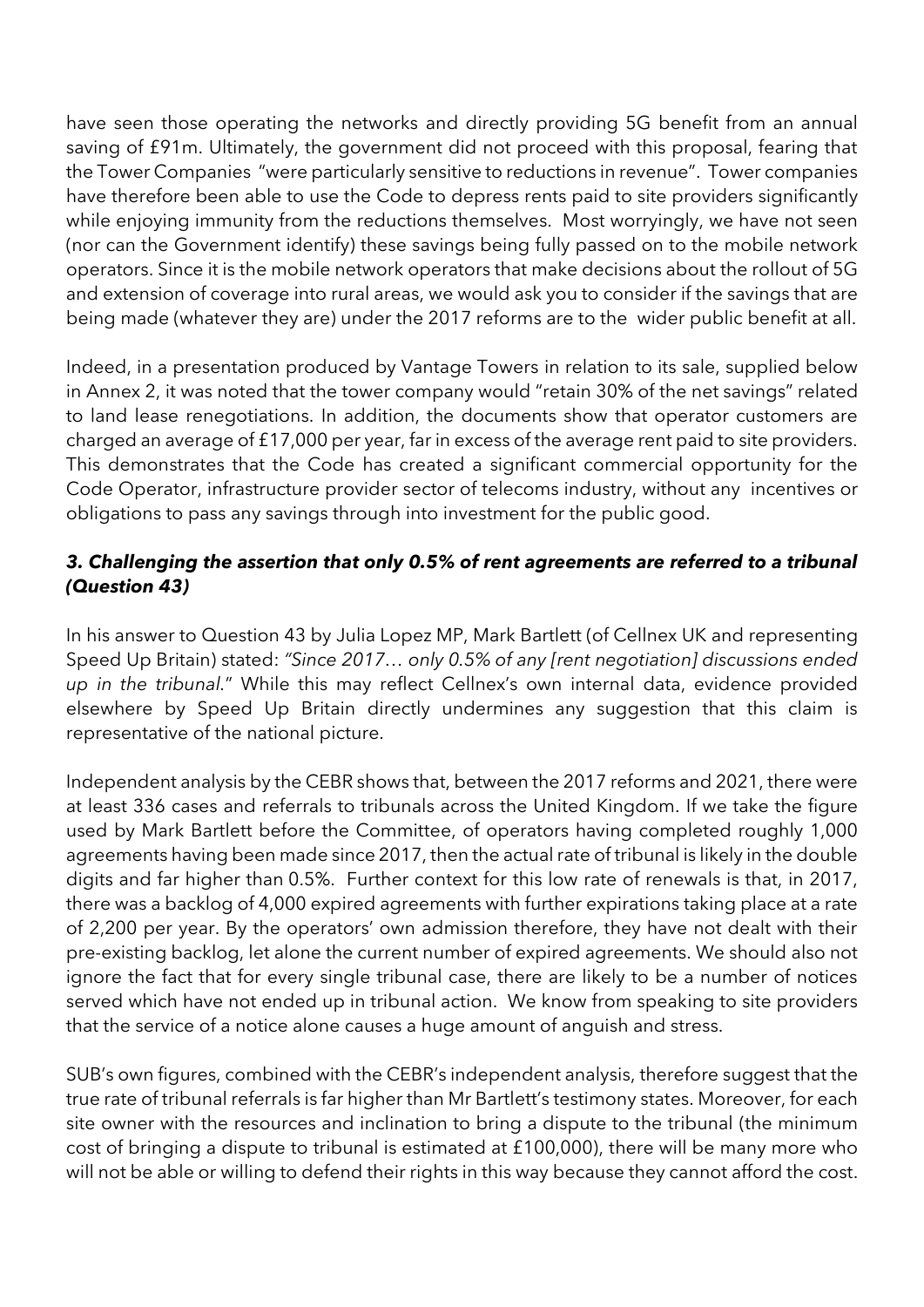have seen those operating the networks and directly providing 5G benefit from an annual saving of £91m. Ultimately, the government did not proceed with this proposal, fearing that the Tower Companies "were particularly sensitive to reductions in revenue". Tower companies have therefore been able to use the Code to depress rents paid to site providers significantly while enjoying immunity from the reductions themselves. Most worryingly, we have not seen (nor can the Government identify) these savings being fully passed on to the mobile network operators. Since it is the mobile network operators that make decisions about the rollout of 5G and extension of coverage into rural areas, we would ask you to consider if the savings that are being made (whatever they are) under the 2017 reforms are to the wider public benefit at all.

Indeed, in a presentation produced by Vantage Towers in relation to its sale, supplied below in Annex 2, it was noted that the tower company would "retain 30% of the net savings" related to land lease renegotiations. In addition, the documents show that operator customers are charged an average of £17,000 per year, far in excess of the average rent paid to site providers. This demonstrates that the Code has created a significant commercial opportunity for the Code Operator, infrastructure provider sector of telecoms industry, without any incentives or obligations to pass any savings through into investment for the public good.

### *3. Challenging the assertion that only 0.5% of rent agreements are referred to a tribunal (Question 43)*

In his answer to Question 43 by Julia Lopez MP, Mark Bartlett (of Cellnex UK and representing Speed Up Britain) stated: *"Since 2017… only 0.5% of any [rent negotiation] discussions ended up in the tribunal."* While this may reflect Cellnex's own internal data, evidence provided elsewhere by Speed Up Britain directly undermines any suggestion that this claim is representative of the national picture.

Independent analysis by the CEBR shows that, between the 2017 reforms and 2021, there were at least 336 cases and referrals to tribunals across the United Kingdom. If we take the figure used by Mark Bartlett before the Committee, of operators having completed roughly 1,000 agreements having been made since 2017, then the actual rate of tribunal is likely in the double digits and far higher than 0.5%. Further context for this low rate of renewals is that, in 2017, there was a backlog of 4,000 expired agreements with further expirations taking place at a rate of 2,200 per year. By the operators' own admission therefore, they have not dealt with their pre-existing backlog, let alone the current number of expired agreements. We should also not ignore the fact that for every single tribunal case, there are likely to be a number of notices served which have not ended up in tribunal action. We know from speaking to site providers that the service of a notice alone causes a huge amount of anguish and stress.

SUB's own figures, combined with the CEBR's independent analysis, therefore suggest that the true rate of tribunal referrals is far higher than Mr Bartlett's testimony states. Moreover, for each site owner with the resources and inclination to bring a dispute to the tribunal (the minimum cost of bringing a dispute to tribunal is estimated at £100,000), there will be many more who will not be able or willing to defend their rights in this way because they cannot afford the cost.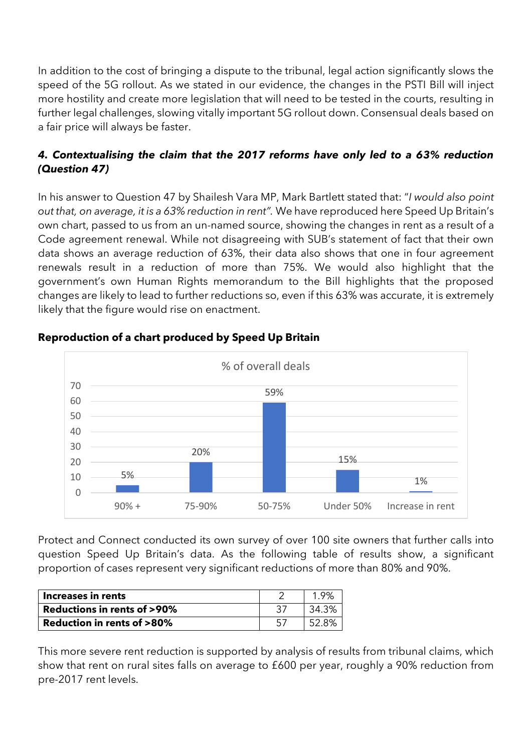In addition to the cost of bringing a dispute to the tribunal, legal action significantly slows the speed of the 5G rollout. As we stated in our evidence, the changes in the PSTI Bill will inject more hostility and create more legislation that will need to be tested in the courts, resulting in further legal challenges, slowing vitally important 5G rollout down. Consensual deals based on a fair price will always be faster.

### *4. Contextualising the claim that the 2017 reforms have only led to a 63% reduction (Question 47)*

In his answer to Question 47 by Shailesh Vara MP, Mark Bartlett stated that: "*I would also point out that, on average, it is a 63% reduction in rent"*. We have reproduced here Speed Up Britain's own chart, passed to us from an un-named source, showing the changes in rent as a result of a Code agreement renewal. While not disagreeing with SUB's statement of fact that their own data shows an average reduction of 63%, their data also shows that one in four agreement renewals result in a reduction of more than 75%. We would also highlight that the government's own Human Rights memorandum to the Bill highlights that the proposed changes are likely to lead to further reductions so, even if this 63% was accurate, it is extremely likely that the figure would rise on enactment.

**Reproduction of a chart produced by Speed Up Britain**

% of overall deals

| Category | % of overall deals |
|---|---|
| 90% + | 5% |
| 75-90% | 20% |
| 50-75% | 59% |
| Under 50% | 15% |
| Increase in rent | 1% |

Protect and Connect conducted its own survey of over 100 site owners that further calls into question Speed Up Britain's data. As the following table of results show, a significant proportion of cases represent very significant reductions of more than 80% and 90%.

| | | |
|---|---|---|
| **Increases in rents** | 2 | 1.9% |
| **Reductions in rents of >90%** | 37 | 34.3% |
| **Reduction in rents of >80%** | 57 | 52.8% |

This more severe rent reduction is supported by analysis of results from tribunal claims, which show that rent on rural sites falls on average to £600 per year, roughly a 90% reduction from pre-2017 rent levels.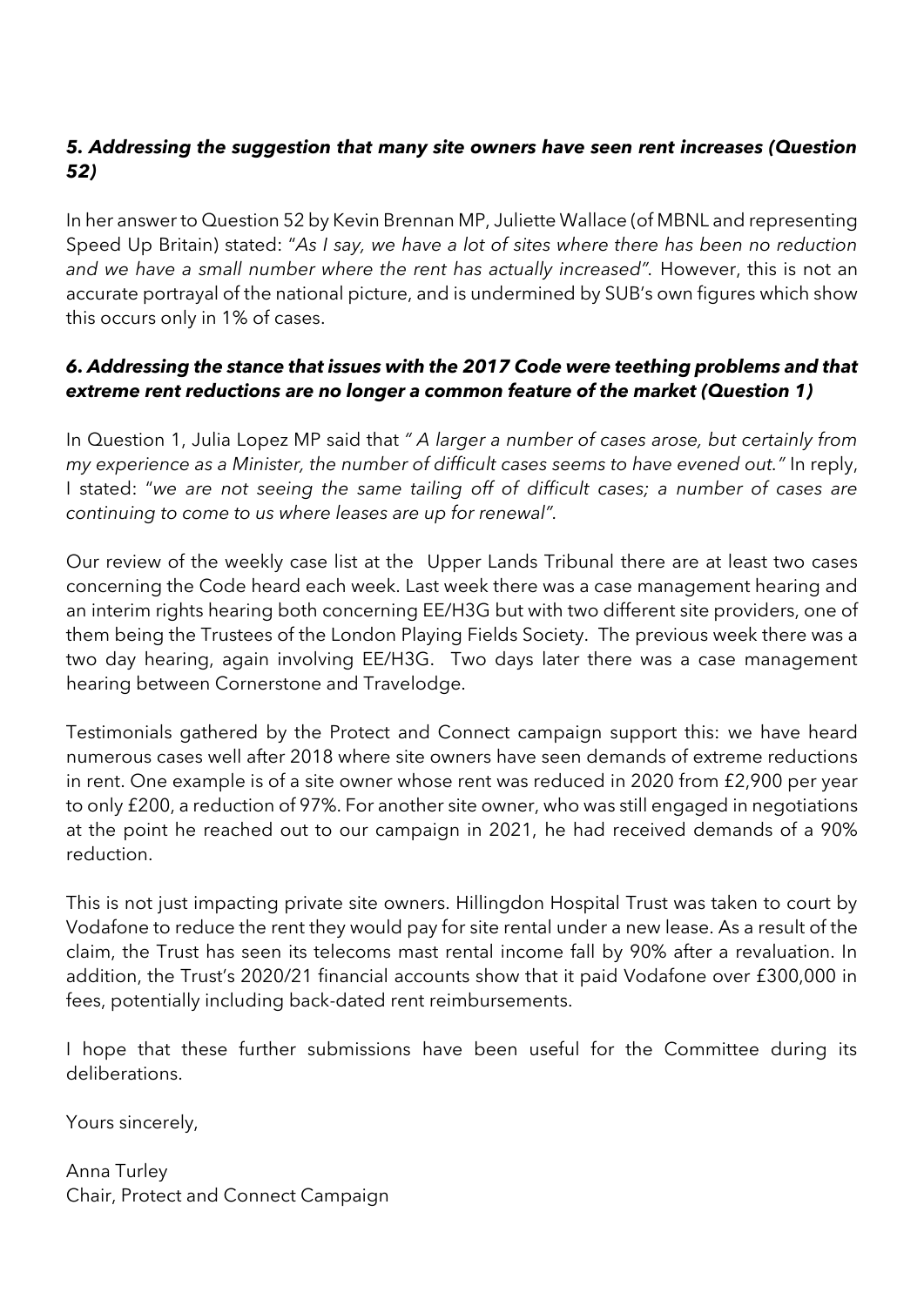### *5. Addressing the suggestion that many site owners have seen rent increases (Question 52)*

In her answer to Question 52 by Kevin Brennan MP, Juliette Wallace (of MBNL and representing Speed Up Britain) stated: "*As I say, we have a lot of sites where there has been no reduction and we have a small number where the rent has actually increased"*. However, this is not an accurate portrayal of the national picture, and is undermined by SUB's own figures which show this occurs only in 1% of cases.

### *6. Addressing the stance that issues with the 2017 Code were teething problems and that extreme rent reductions are no longer a common feature of the market (Question 1)*

In Question 1, Julia Lopez MP said that *" A larger a number of cases arose, but certainly from my experience as a Minister, the number of difficult cases seems to have evened out."* In reply, I stated: "*we are not seeing the same tailing off of difficult cases; a number of cases are continuing to come to us where leases are up for renewal"*.

Our review of the weekly case list at the Upper Lands Tribunal there are at least two cases concerning the Code heard each week. Last week there was a case management hearing and an interim rights hearing both concerning EE/H3G but with two different site providers, one of them being the Trustees of the London Playing Fields Society. The previous week there was a two day hearing, again involving EE/H3G. Two days later there was a case management hearing between Cornerstone and Travelodge.

Testimonials gathered by the Protect and Connect campaign support this: we have heard numerous cases well after 2018 where site owners have seen demands of extreme reductions in rent. One example is of a site owner whose rent was reduced in 2020 from £2,900 per year to only £200, a reduction of 97%. For another site owner, who was still engaged in negotiations at the point he reached out to our campaign in 2021, he had received demands of a 90% reduction.

This is not just impacting private site owners. Hillingdon Hospital Trust was taken to court by Vodafone to reduce the rent they would pay for site rental under a new lease. As a result of the claim, the Trust has seen its telecoms mast rental income fall by 90% after a revaluation. In addition, the Trust's 2020/21 financial accounts show that it paid Vodafone over £300,000 in fees, potentially including back-dated rent reimbursements.

I hope that these further submissions have been useful for the Committee during its deliberations.

Yours sincerely,

Anna Turley
Chair, Protect and Connect Campaign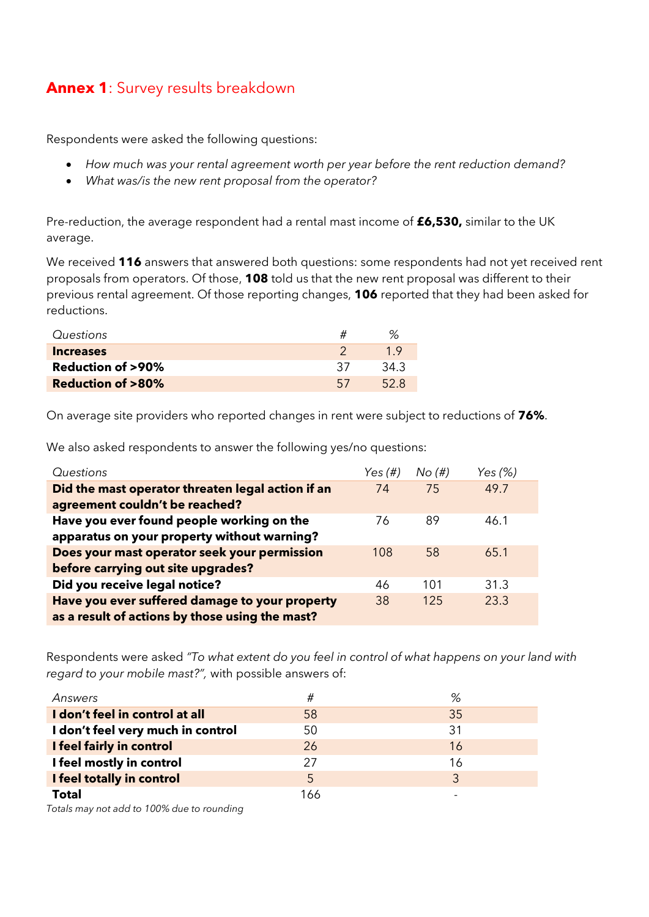## **Annex 1**: Survey results breakdown

Respondents were asked the following questions:

- *How much was your rental agreement worth per year before the rent reduction demand?*
- *What was/is the new rent proposal from the operator?*

Pre-reduction, the average respondent had a rental mast income of **£6,530,** similar to the UK average.

We received **116** answers that answered both questions: some respondents had not yet received rent proposals from operators. Of those, **108** told us that the new rent proposal was different to their previous rental agreement. Of those reporting changes, **106** reported that they had been asked for reductions.

| *Questions* | # | % |
|---|---|---|
| **Increases** | 2 | 1.9 |
| **Reduction of >90%** | 37 | 34.3 |
| **Reduction of >80%** | 57 | 52.8 |

On average site providers who reported changes in rent were subject to reductions of **76%**.

We also asked respondents to answer the following yes/no questions:

| *Questions* | *Yes (#)* | *No (#)* | *Yes (%)* |
|---|---|---|---|
| **Did the mast operator threaten legal action if an agreement couldn't be reached?** | 74 | 75 | 49.7 |
| **Have you ever found people working on the apparatus on your property without warning?** | 76 | 89 | 46.1 |
| **Does your mast operator seek your permission before carrying out site upgrades?** | 108 | 58 | 65.1 |
| **Did you receive legal notice?** | 46 | 101 | 31.3 |
| **Have you ever suffered damage to your property as a result of actions by those using the mast?** | 38 | 125 | 23.3 |

Respondents were asked *"To what extent do you feel in control of what happens on your land with regard to your mobile mast?",* with possible answers of:

| *Answers* | # | % |
|---|---|---|
| **I don't feel in control at all** | 58 | 35 |
| **I don't feel very much in control** | 50 | 31 |
| **I feel fairly in control** | 26 | 16 |
| **I feel mostly in control** | 27 | 16 |
| **I feel totally in control** | 5 | 3 |
| **Total** | 166 | - |

*Totals may not add to 100% due to rounding*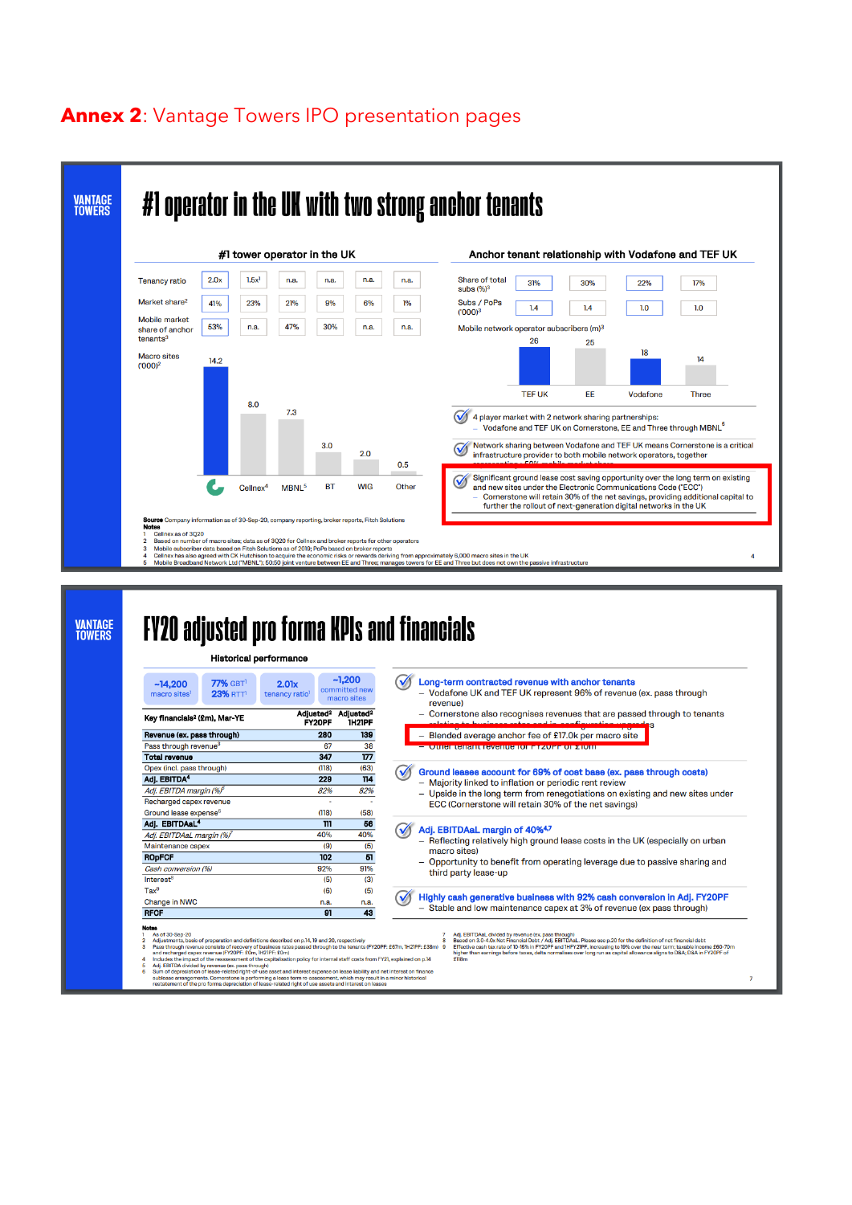# **Annex 2**: Vantage Towers IPO presentation pages

VANTAGE TOWERS

## #1 operator in the UK with two strong anchor tenants

### #1 tower operator in the UK

| | | Cellnex | MBNL | BT | WIG | Other |
|---|---|---|---|---|---|---|
| Tenancy ratio | 2.0x | 1.5x[1] | n.a. | n.a. | n.a. | n.a. |
| Market share[2] | 41% | 23% | 21% | 9% | 6% | 1% |
| Mobile market share of anchor tenants[3] | 53% | n.a. | 47% | 30% | n.a. | n.a. |

Macro sites ('000)[2]

14.2

8.0

7.3

3.0

2.0

0.5

Cellnex[4] MBNL[5] BT WIG Other

### Anchor tenant relationship with Vodafone and TEF UK

| | TEF UK | EE | Vodafone | Three |
|---|---|---|---|---|
| Share of total subs (%)[3] | 31% | 30% | 22% | 17% |
| Subs / PoPs ('000)[3] | 1.4 | 1.4 | 1.0 | 1.0 |

Mobile network operator subscribers (m)[3]

26

25

18

14

TEF UK EE Vodafone Three

- 4 player market with 2 network sharing partnerships:
  - Vodafone and TEF UK on Cornerstone, EE and Three through MBNL[5]
- Network sharing between Vodafone and TEF UK means Cornerstone is a critical infrastructure provider to both mobile network operators, together representing c.50% mobile market share
- Significant ground lease cost saving opportunity over the long term on existing and new sites under the Electronic Communications Code ("ECC")
  - Cornerstone will retain 30% of the net savings, providing additional capital to further the rollout of next-generation digital networks in the UK

**Source** Company information as of 30-Sep-20, company reporting, broker reports, Fitch Solutions

**Notes**

1. Cellnex as of 3Q20
2. Based on number of macro sites; data as of 3Q20 for Cellnex and broker reports for other operators
3. Mobile subscriber data based on Fitch Solutions as of 2019; PoPs based on broker reports
4. Cellnex has also agreed with CK Hutchison to acquire the economic risks or rewards deriving from approximately 6,000 macro sites in the UK
5. Mobile Broadband Network Ltd ("MBNL"); 50:50 joint venture between EE and Three; manages towers for EE and Three but does not own the passive infrastructure

VANTAGE TOWERS

## FY20 adjusted pro forma KPIs and financials

### Historical performance

| ~14,200 macro sites[1] | 77% GBT[1] 23% RTT[1] | 2.01x tenancy ratio[1] | ~1,200 committed new macro sites |
|---|---|---|---|

| Key financials[2] (£m), Mar-YE | Adjusted[2] FY20PF | Adjusted[2] 1H21PF |
|---|---|---|
| **Revenue (ex. pass through)** | **280** | **139** |
| Pass through revenue[3] | 67 | 38 |
| **Total revenue** | **347** | **177** |
| Opex (incl. pass through) | (118) | (63) |
| **Adj. EBITDA[4]** | **229** | **114** |
| *Adj. EBITDA margin (%)[5]* | *82%* | *82%* |
| Recharged capex revenue | - | - |
| Ground lease expense[6] | (118) | (58) |
| **Adj. EBITDAaL[4]** | **111** | **56** |
| *Adj. EBITDAaL margin (%)[7]* | 40% | 40% |
| Maintenance capex | (9) | (5) |
| **ROpFCF** | **102** | **51** |
| *Cash conversion (%)* | 92% | 91% |
| Interest[8] | (5) | (3) |
| Tax[9] | (6) | (5) |
| Change in NWC | n.a. | n.a. |
| **RFCF** | **91** | **43** |

- **Long-term contracted revenue with anchor tenants**
  - Vodafone UK and TEF UK represent 96% of revenue (ex. pass through revenue)
  - Cornerstone also recognises revenues that are passed through to tenants relating to business rates and in-configuration upgrades
  - Blended average anchor fee of £17.0k per macro site
  - Other tenant revenue for FY20PF of £10m
- **Ground leases account for 69% of cost base (ex. pass through costs)**
  - Majority linked to inflation or periodic rent review
  - Upside in the long term from renegotiations on existing and new sites under ECC (Cornerstone will retain 30% of the net savings)
- **Adj. EBITDAaL margin of 40%[4,7]**
  - Reflecting relatively high ground lease costs in the UK (especially on urban macro sites)
  - Opportunity to benefit from operating leverage due to passive sharing and third party lease-up
- **Highly cash generative business with 92% cash conversion in Adj. FY20PF**
  - Stable and low maintenance capex at 3% of revenue (ex pass through)

**Notes**

1. As of 30-Sep-20
2. Adjustments, basis of preparation and definitions described on p.14, 19 and 20, respectively
3. Pass through revenue consists of recovery of business rates passed through to the tenants (FY20PF: £67m, 1H21PF: £38m) and recharged capex revenue (FY20PF: £0m, 1H21PF: £0m)
4. Includes the impact of the reassessment of the capitalisation policy for internal staff costs from FY21, explained on p.14
5. Adj. EBITDA divided by revenue (ex. pass through)
6. Sum of depreciation of lease-related right-of-use asset and interest expense on lease liability and net interest on finance sublease arrangements. Cornerstone is performing a lease term re-assessment, which may result in a minor historical restatement of the pro forma depreciation of lease-related right of use assets and interest on leases
7. Adj. EBITDAaL divided by revenue (ex. pass through)
8. Based on 3.0-4.0x Net Financial Debt / Adj. EBITDAaL. Please see p.20 for the definition of net financial debt
9. Effective cash tax rate of 10-15% in FY20PF and 1HFY21PF, increasing to 19% over the near term; taxable income £60-70m higher than earnings before taxes, delta normalises over long run as capital allowance aligns to D&A; D&A in FY20PF of £118m